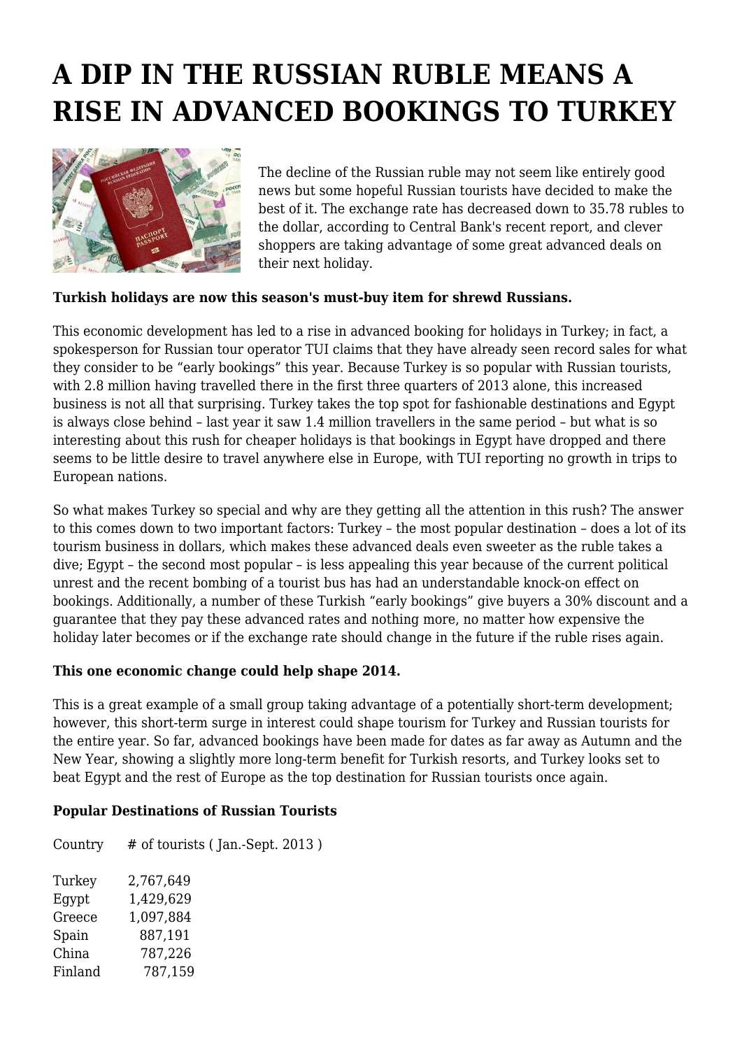# A DIP IN THE RUSSIAN RUBLE MEANS A RISE IN ADVANCED BOOKINGS TO TURKEY

The decline of the Russian ruble may not seem like entirely good news but some hopeful Russian tourists have decided to make the best of it. The exchange rate has decreased down to 35.78 rubles to the dollar, according to Central Bank's recent report, and clever shoppers are taking advantage of some great advanced deals on their next holiday.

**Turkish holidays are now this season's must-buy item for shrewd Russians.**

This economic development has led to a rise in advanced booking for holidays in Turkey; in fact, a spokesperson for Russian tour operator TUI claims that they have already seen record sales for what they consider to be "early bookings" this year. Because Turkey is so popular with Russian tourists, with 2.8 million having travelled there in the first three quarters of 2013 alone, this increased business is not all that surprising. Turkey takes the top spot for fashionable destinations and Egypt is always close behind – last year it saw 1.4 million travellers in the same period – but what is so interesting about this rush for cheaper holidays is that bookings in Egypt have dropped and there seems to be little desire to travel anywhere else in Europe, with TUI reporting no growth in trips to European nations.

So what makes Turkey so special and why are they getting all the attention in this rush? The answer to this comes down to two important factors: Turkey – the most popular destination – does a lot of its tourism business in dollars, which makes these advanced deals even sweeter as the ruble takes a dive; Egypt – the second most popular – is less appealing this year because of the current political unrest and the recent bombing of a tourist bus has had an understandable knock-on effect on bookings. Additionally, a number of these Turkish "early bookings" give buyers a 30% discount and a guarantee that they pay these advanced rates and nothing more, no matter how expensive the holiday later becomes or if the exchange rate should change in the future if the ruble rises again.

**This one economic change could help shape 2014.**

This is a great example of a small group taking advantage of a potentially short-term development; however, this short-term surge in interest could shape tourism for Turkey and Russian tourists for the entire year. So far, advanced bookings have been made for dates as far away as Autumn and the New Year, showing a slightly more long-term benefit for Turkish resorts, and Turkey looks set to beat Egypt and the rest of Europe as the top destination for Russian tourists once again.

**Popular Destinations of Russian Tourists**

| Country | # of tourists ( Jan.-Sept. 2013 ) |
|---|---|
| Turkey | 2,767,649 |
| Egypt | 1,429,629 |
| Greece | 1,097,884 |
| Spain | 887,191 |
| China | 787,226 |
| Finland | 787,159 |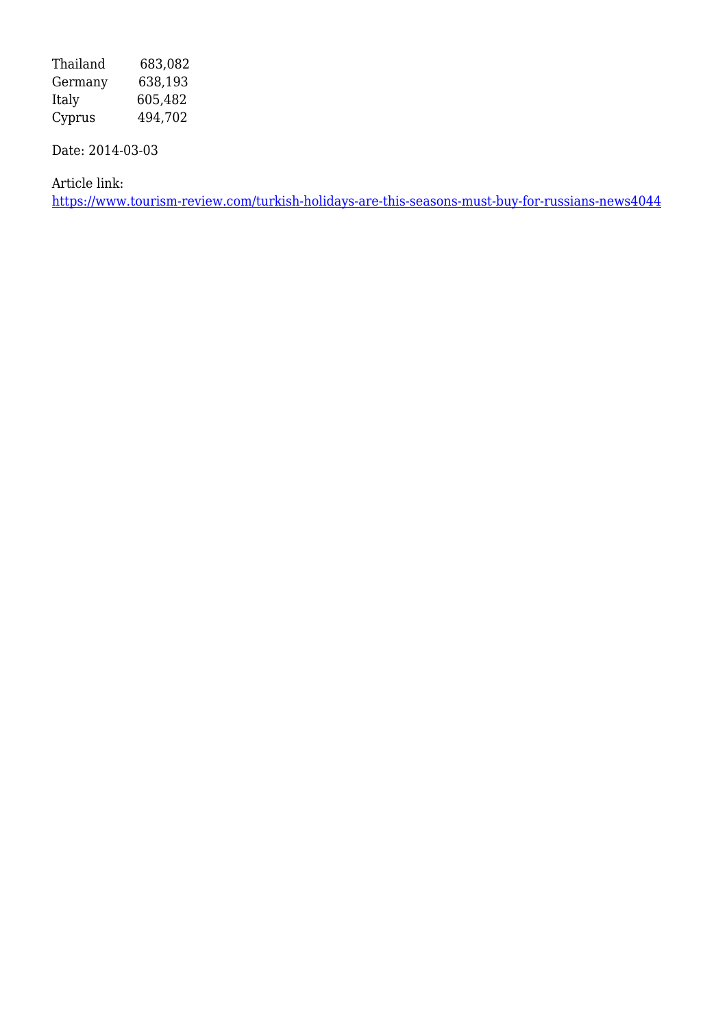| | |
|---|---|
| Thailand | 683,082 |
| Germany | 638,193 |
| Italy | 605,482 |
| Cyprus | 494,702 |

Date: 2014-03-03

Article link:
https://www.tourism-review.com/turkish-holidays-are-this-seasons-must-buy-for-russians-news4044